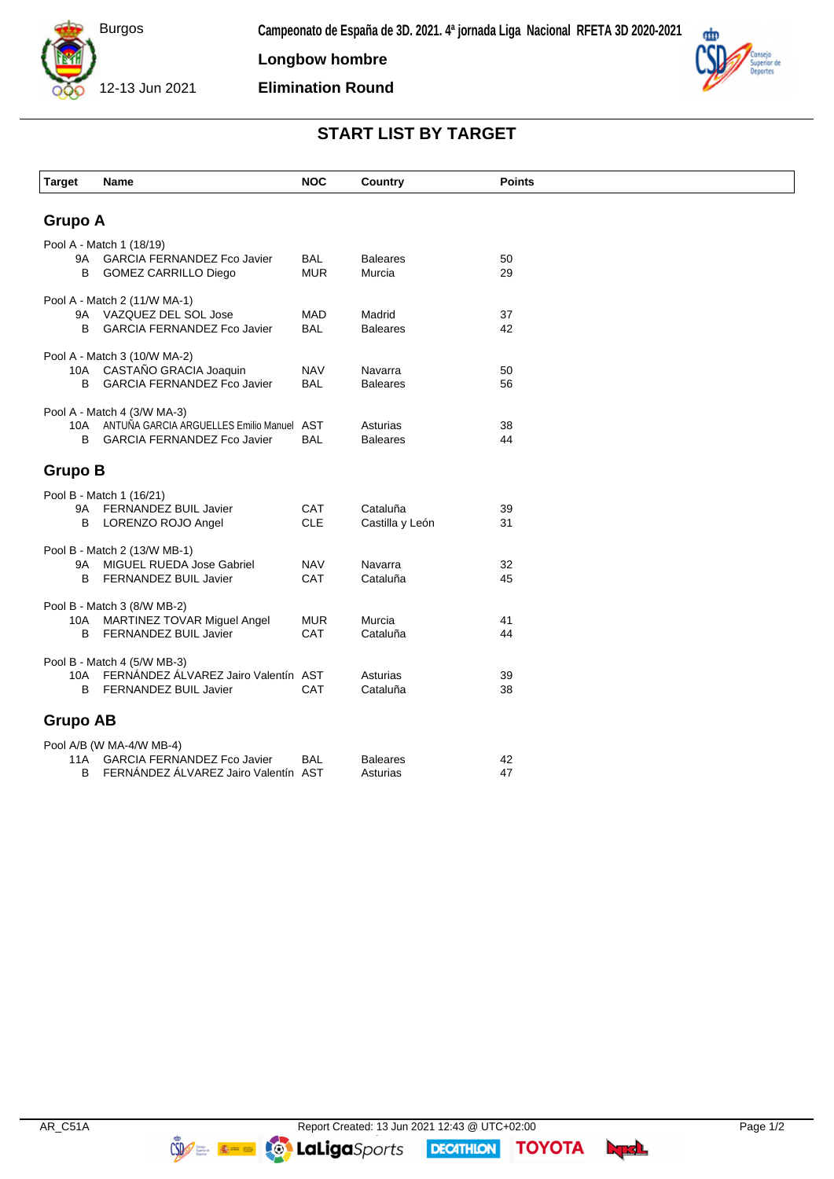Burgos

12-13 Jun 2021

**Campeonato de España de 3D. 2021. 4ª jornada Liga Nacional RFETA 3D 2020-2021**

**Longbow hombre**

**Elimination Round**

# START LIST BY TARGET

| Target | Name | NOC | Country | Points |
|---|---|---|---|---|

## Grupo A

Pool A - Match 1 (18/19)

| Target | Name | NOC | Country | Points |
|---|---|---|---|---|
| 9A | GARCIA FERNANDEZ Fco Javier | BAL | Baleares | 50 |
| B | GOMEZ CARRILLO Diego | MUR | Murcia | 29 |

Pool A - Match 2 (11/W MA-1)

| Target | Name | NOC | Country | Points |
|---|---|---|---|---|
| 9A | VAZQUEZ DEL SOL Jose | MAD | Madrid | 37 |
| B | GARCIA FERNANDEZ Fco Javier | BAL | Baleares | 42 |

Pool A - Match 3 (10/W MA-2)

| Target | Name | NOC | Country | Points |
|---|---|---|---|---|
| 10A | CASTAÑO GRACIA Joaquin | NAV | Navarra | 50 |
| B | GARCIA FERNANDEZ Fco Javier | BAL | Baleares | 56 |

Pool A - Match 4 (3/W MA-3)

| Target | Name | NOC | Country | Points |
|---|---|---|---|---|
| 10A | ANTUÑA GARCIA ARGUELLES Emilio Manuel | AST | Asturias | 38 |
| B | GARCIA FERNANDEZ Fco Javier | BAL | Baleares | 44 |

## Grupo B

Pool B - Match 1 (16/21)

| Target | Name | NOC | Country | Points |
|---|---|---|---|---|
| 9A | FERNANDEZ BUIL Javier | CAT | Cataluña | 39 |
| B | LORENZO ROJO Angel | CLE | Castilla y León | 31 |

Pool B - Match 2 (13/W MB-1)

| Target | Name | NOC | Country | Points |
|---|---|---|---|---|
| 9A | MIGUEL RUEDA Jose Gabriel | NAV | Navarra | 32 |
| B | FERNANDEZ BUIL Javier | CAT | Cataluña | 45 |

Pool B - Match 3 (8/W MB-2)

| Target | Name | NOC | Country | Points |
|---|---|---|---|---|
| 10A | MARTINEZ TOVAR Miguel Angel | MUR | Murcia | 41 |
| B | FERNANDEZ BUIL Javier | CAT | Cataluña | 44 |

Pool B - Match 4 (5/W MB-3)

| Target | Name | NOC | Country | Points |
|---|---|---|---|---|
| 10A | FERNÁNDEZ ÁLVAREZ Jairo Valentín | AST | Asturias | 39 |
| B | FERNANDEZ BUIL Javier | CAT | Cataluña | 38 |

## Grupo AB

Pool A/B (W MA-4/W MB-4)

| Target | Name | NOC | Country | Points |
|---|---|---|---|---|
| 11A | GARCIA FERNANDEZ Fco Javier | BAL | Baleares | 42 |
| B | FERNÁNDEZ ÁLVAREZ Jairo Valentín | AST | Asturias | 47 |

AR_C51A

Report Created: 13 Jun 2021 12:43 @ UTC+02:00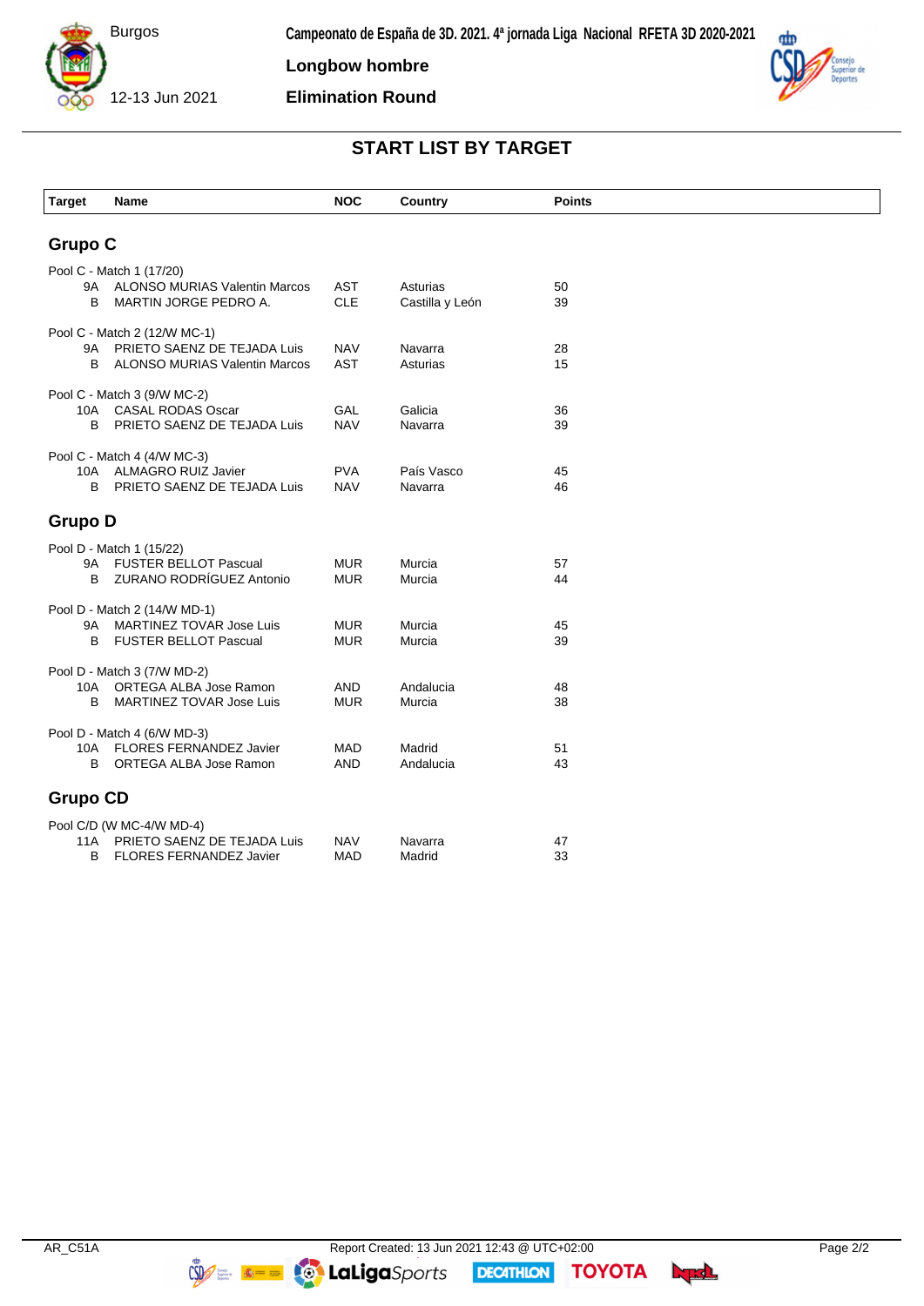Burgos

12-13 Jun 2021

**Campeonato de España de 3D. 2021. 4ª jornada Liga Nacional RFETA 3D 2020-2021**

**Longbow hombre**

**Elimination Round**

## START LIST BY TARGET

| Target | Name | NOC | Country | Points |
|---|---|---|---|---|
| **Grupo C** | | | | |
| Pool C - Match 1 (17/20) | | | | |
| 9A | ALONSO MURIAS Valentin Marcos | AST | Asturias | 50 |
| B | MARTIN JORGE PEDRO A. | CLE | Castilla y León | 39 |
| Pool C - Match 2 (12/W MC-1) | | | | |
| 9A | PRIETO SAENZ DE TEJADA Luis | NAV | Navarra | 28 |
| B | ALONSO MURIAS Valentin Marcos | AST | Asturias | 15 |
| Pool C - Match 3 (9/W MC-2) | | | | |
| 10A | CASAL RODAS Oscar | GAL | Galicia | 36 |
| B | PRIETO SAENZ DE TEJADA Luis | NAV | Navarra | 39 |
| Pool C - Match 4 (4/W MC-3) | | | | |
| 10A | ALMAGRO RUIZ Javier | PVA | País Vasco | 45 |
| B | PRIETO SAENZ DE TEJADA Luis | NAV | Navarra | 46 |
| **Grupo D** | | | | |
| Pool D - Match 1 (15/22) | | | | |
| 9A | FUSTER BELLOT Pascual | MUR | Murcia | 57 |
| B | ZURANO RODRÍGUEZ Antonio | MUR | Murcia | 44 |
| Pool D - Match 2 (14/W MD-1) | | | | |
| 9A | MARTINEZ TOVAR Jose Luis | MUR | Murcia | 45 |
| B | FUSTER BELLOT Pascual | MUR | Murcia | 39 |
| Pool D - Match 3 (7/W MD-2) | | | | |
| 10A | ORTEGA ALBA Jose Ramon | AND | Andalucia | 48 |
| B | MARTINEZ TOVAR Jose Luis | MUR | Murcia | 38 |
| Pool D - Match 4 (6/W MD-3) | | | | |
| 10A | FLORES FERNANDEZ Javier | MAD | Madrid | 51 |
| B | ORTEGA ALBA Jose Ramon | AND | Andalucia | 43 |
| **Grupo CD** | | | | |
| Pool C/D (W MC-4/W MD-4) | | | | |
| 11A | PRIETO SAENZ DE TEJADA Luis | NAV | Navarra | 47 |
| B | FLORES FERNANDEZ Javier | MAD | Madrid | 33 |

AR_C51A Report Created: 13 Jun 2021 12:43 @ UTC+02:00